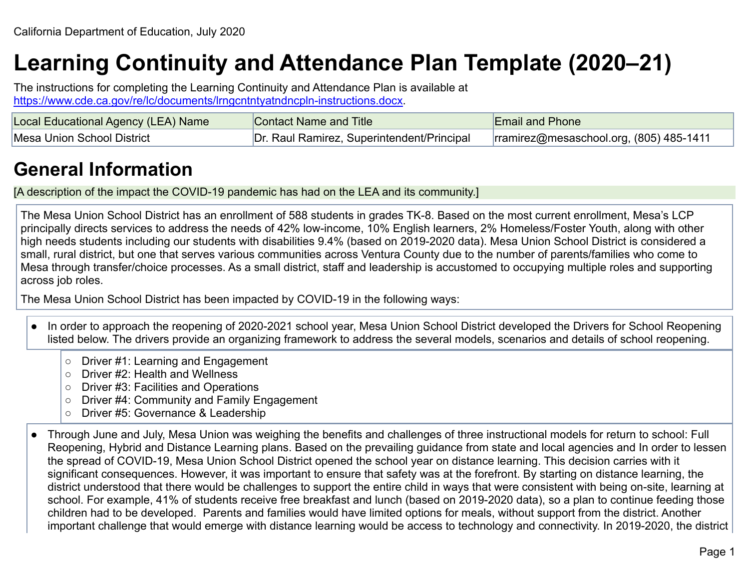California Department of Education, July 2020

# Learning Continuity and Attendance Plan Template (2020–21)

The instructions for completing the Learning Continuity and Attendance Plan is available at https://www.cde.ca.gov/re/lc/documents/lrngcntntyatndncpln-instructions.docx.

| Local Educational Agency (LEA) Name | Contact Name and Title | Email and Phone |
|---|---|---|
| Mesa Union School District | Dr. Raul Ramirez, Superintendent/Principal | rramirez@mesaschool.org, (805) 485-1411 |

## General Information

[A description of the impact the COVID-19 pandemic has had on the LEA and its community.]

The Mesa Union School District has an enrollment of 588 students in grades TK-8. Based on the most current enrollment, Mesa's LCP principally directs services to address the needs of 42% low-income, 10% English learners, 2% Homeless/Foster Youth, along with other high needs students including our students with disabilities 9.4% (based on 2019-2020 data). Mesa Union School District is considered a small, rural district, but one that serves various communities across Ventura County due to the number of parents/families who come to Mesa through transfer/choice processes. As a small district, staff and leadership is accustomed to occupying multiple roles and supporting across job roles.

The Mesa Union School District has been impacted by COVID-19 in the following ways:

- In order to approach the reopening of 2020-2021 school year, Mesa Union School District developed the Drivers for School Reopening listed below. The drivers provide an organizing framework to address the several models, scenarios and details of school reopening.
  - Driver #1: Learning and Engagement
  - Driver #2: Health and Wellness
  - Driver #3: Facilities and Operations
  - Driver #4: Community and Family Engagement
  - Driver #5: Governance & Leadership
- Through June and July, Mesa Union was weighing the benefits and challenges of three instructional models for return to school: Full Reopening, Hybrid and Distance Learning plans. Based on the prevailing guidance from state and local agencies and In order to lessen the spread of COVID-19, Mesa Union School District opened the school year on distance learning. This decision carries with it significant consequences. However, it was important to ensure that safety was at the forefront. By starting on distance learning, the district understood that there would be challenges to support the entire child in ways that were consistent with being on-site, learning at school. For example, 41% of students receive free breakfast and lunch (based on 2019-2020 data), so a plan to continue feeding those children had to be developed. Parents and families would have limited options for meals, without support from the district. Another important challenge that would emerge with distance learning would be access to technology and connectivity. In 2019-2020, the district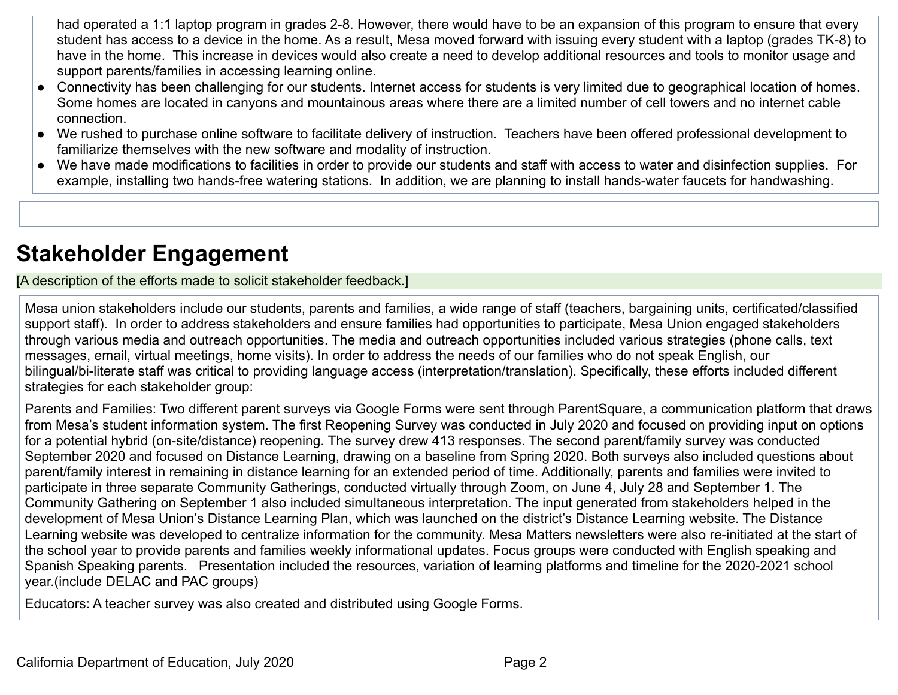had operated a 1:1 laptop program in grades 2-8. However, there would have to be an expansion of this program to ensure that every student has access to a device in the home. As a result, Mesa moved forward with issuing every student with a laptop (grades TK-8) to have in the home. This increase in devices would also create a need to develop additional resources and tools to monitor usage and support parents/families in accessing learning online.

- Connectivity has been challenging for our students. Internet access for students is very limited due to geographical location of homes. Some homes are located in canyons and mountainous areas where there are a limited number of cell towers and no internet cable connection.
- We rushed to purchase online software to facilitate delivery of instruction. Teachers have been offered professional development to familiarize themselves with the new software and modality of instruction.
- We have made modifications to facilities in order to provide our students and staff with access to water and disinfection supplies. For example, installing two hands-free watering stations. In addition, we are planning to install hands-water faucets for handwashing.

## Stakeholder Engagement

[A description of the efforts made to solicit stakeholder feedback.]

Mesa union stakeholders include our students, parents and families, a wide range of staff (teachers, bargaining units, certificated/classified support staff). In order to address stakeholders and ensure families had opportunities to participate, Mesa Union engaged stakeholders through various media and outreach opportunities. The media and outreach opportunities included various strategies (phone calls, text messages, email, virtual meetings, home visits). In order to address the needs of our families who do not speak English, our bilingual/bi-literate staff was critical to providing language access (interpretation/translation). Specifically, these efforts included different strategies for each stakeholder group:

Parents and Families: Two different parent surveys via Google Forms were sent through ParentSquare, a communication platform that draws from Mesa's student information system. The first Reopening Survey was conducted in July 2020 and focused on providing input on options for a potential hybrid (on-site/distance) reopening. The survey drew 413 responses. The second parent/family survey was conducted September 2020 and focused on Distance Learning, drawing on a baseline from Spring 2020. Both surveys also included questions about parent/family interest in remaining in distance learning for an extended period of time. Additionally, parents and families were invited to participate in three separate Community Gatherings, conducted virtually through Zoom, on June 4, July 28 and September 1. The Community Gathering on September 1 also included simultaneous interpretation. The input generated from stakeholders helped in the development of Mesa Union's Distance Learning Plan, which was launched on the district's Distance Learning website. The Distance Learning website was developed to centralize information for the community. Mesa Matters newsletters were also re-initiated at the start of the school year to provide parents and families weekly informational updates. Focus groups were conducted with English speaking and Spanish Speaking parents. Presentation included the resources, variation of learning platforms and timeline for the 2020-2021 school year.(include DELAC and PAC groups)

Educators: A teacher survey was also created and distributed using Google Forms.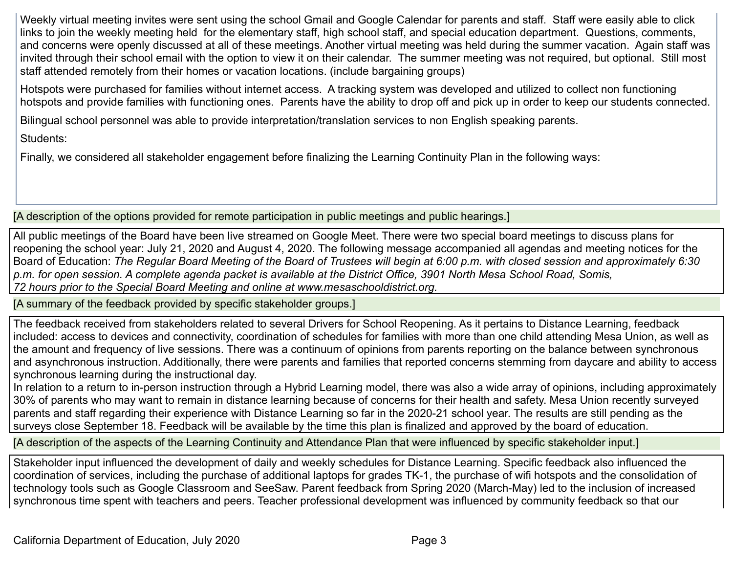Weekly virtual meeting invites were sent using the school Gmail and Google Calendar for parents and staff. Staff were easily able to click links to join the weekly meeting held for the elementary staff, high school staff, and special education department. Questions, comments, and concerns were openly discussed at all of these meetings. Another virtual meeting was held during the summer vacation. Again staff was invited through their school email with the option to view it on their calendar. The summer meeting was not required, but optional. Still most staff attended remotely from their homes or vacation locations. (include bargaining groups)

Hotspots were purchased for families without internet access. A tracking system was developed and utilized to collect non functioning hotspots and provide families with functioning ones. Parents have the ability to drop off and pick up in order to keep our students connected.

Bilingual school personnel was able to provide interpretation/translation services to non English speaking parents.

Students:

Finally, we considered all stakeholder engagement before finalizing the Learning Continuity Plan in the following ways:

[A description of the options provided for remote participation in public meetings and public hearings.]

All public meetings of the Board have been live streamed on Google Meet. There were two special board meetings to discuss plans for reopening the school year: July 21, 2020 and August 4, 2020. The following message accompanied all agendas and meeting notices for the Board of Education: *The Regular Board Meeting of the Board of Trustees will begin at 6:00 p.m. with closed session and approximately 6:30 p.m. for open session. A complete agenda packet is available at the District Office, 3901 North Mesa School Road, Somis, 72 hours prior to the Special Board Meeting and online at www.mesaschooldistrict.org.*

[A summary of the feedback provided by specific stakeholder groups.]

The feedback received from stakeholders related to several Drivers for School Reopening. As it pertains to Distance Learning, feedback included: access to devices and connectivity, coordination of schedules for families with more than one child attending Mesa Union, as well as the amount and frequency of live sessions. There was a continuum of opinions from parents reporting on the balance between synchronous and asynchronous instruction. Additionally, there were parents and families that reported concerns stemming from daycare and ability to access synchronous learning during the instructional day.
In relation to a return to in-person instruction through a Hybrid Learning model, there was also a wide array of opinions, including approximately 30% of parents who may want to remain in distance learning because of concerns for their health and safety. Mesa Union recently surveyed parents and staff regarding their experience with Distance Learning so far in the 2020-21 school year. The results are still pending as the surveys close September 18. Feedback will be available by the time this plan is finalized and approved by the board of education.

[A description of the aspects of the Learning Continuity and Attendance Plan that were influenced by specific stakeholder input.]

Stakeholder input influenced the development of daily and weekly schedules for Distance Learning. Specific feedback also influenced the coordination of services, including the purchase of additional laptops for grades TK-1, the purchase of wifi hotspots and the consolidation of technology tools such as Google Classroom and SeeSaw. Parent feedback from Spring 2020 (March-May) led to the inclusion of increased synchronous time spent with teachers and peers. Teacher professional development was influenced by community feedback so that our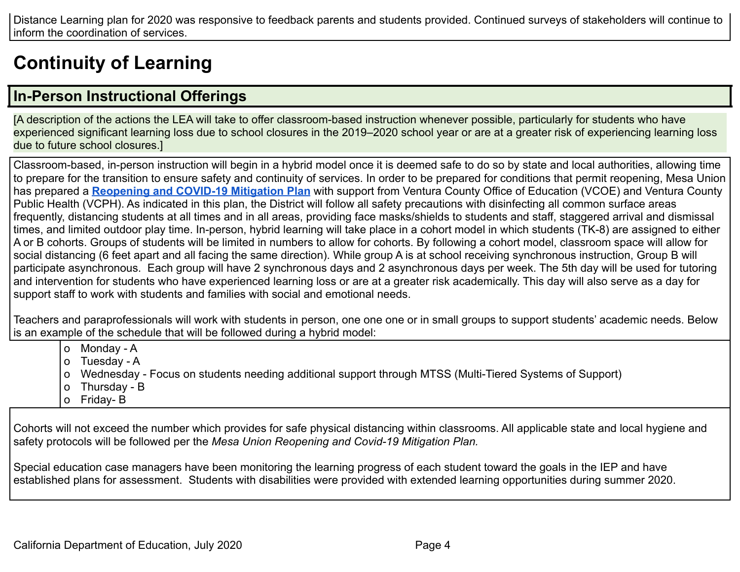Distance Learning plan for 2020 was responsive to feedback parents and students provided. Continued surveys of stakeholders will continue to inform the coordination of services.

# Continuity of Learning

## In-Person Instructional Offerings

[A description of the actions the LEA will take to offer classroom-based instruction whenever possible, particularly for students who have experienced significant learning loss due to school closures in the 2019–2020 school year or are at a greater risk of experiencing learning loss due to future school closures.]

Classroom-based, in-person instruction will begin in a hybrid model once it is deemed safe to do so by state and local authorities, allowing time to prepare for the transition to ensure safety and continuity of services. In order to be prepared for conditions that permit reopening, Mesa Union has prepared a **Reopening and COVID-19 Mitigation Plan** with support from Ventura County Office of Education (VCOE) and Ventura County Public Health (VCPH). As indicated in this plan, the District will follow all safety precautions with disinfecting all common surface areas frequently, distancing students at all times and in all areas, providing face masks/shields to students and staff, staggered arrival and dismissal times, and limited outdoor play time. In-person, hybrid learning will take place in a cohort model in which students (TK-8) are assigned to either A or B cohorts. Groups of students will be limited in numbers to allow for cohorts. By following a cohort model, classroom space will allow for social distancing (6 feet apart and all facing the same direction). While group A is at school receiving synchronous instruction, Group B will participate asynchronous. Each group will have 2 synchronous days and 2 asynchronous days per week. The 5th day will be used for tutoring and intervention for students who have experienced learning loss or are at a greater risk academically. This day will also serve as a day for support staff to work with students and families with social and emotional needs.

Teachers and paraprofessionals will work with students in person, one one one or in small groups to support students' academic needs. Below is an example of the schedule that will be followed during a hybrid model:

- Monday - A
- Tuesday - A
- Wednesday - Focus on students needing additional support through MTSS (Multi-Tiered Systems of Support)
- Thursday - B
- Friday- B

Cohorts will not exceed the number which provides for safe physical distancing within classrooms. All applicable state and local hygiene and safety protocols will be followed per the *Mesa Union Reopening and Covid-19 Mitigation Plan.*

Special education case managers have been monitoring the learning progress of each student toward the goals in the IEP and have established plans for assessment. Students with disabilities were provided with extended learning opportunities during summer 2020.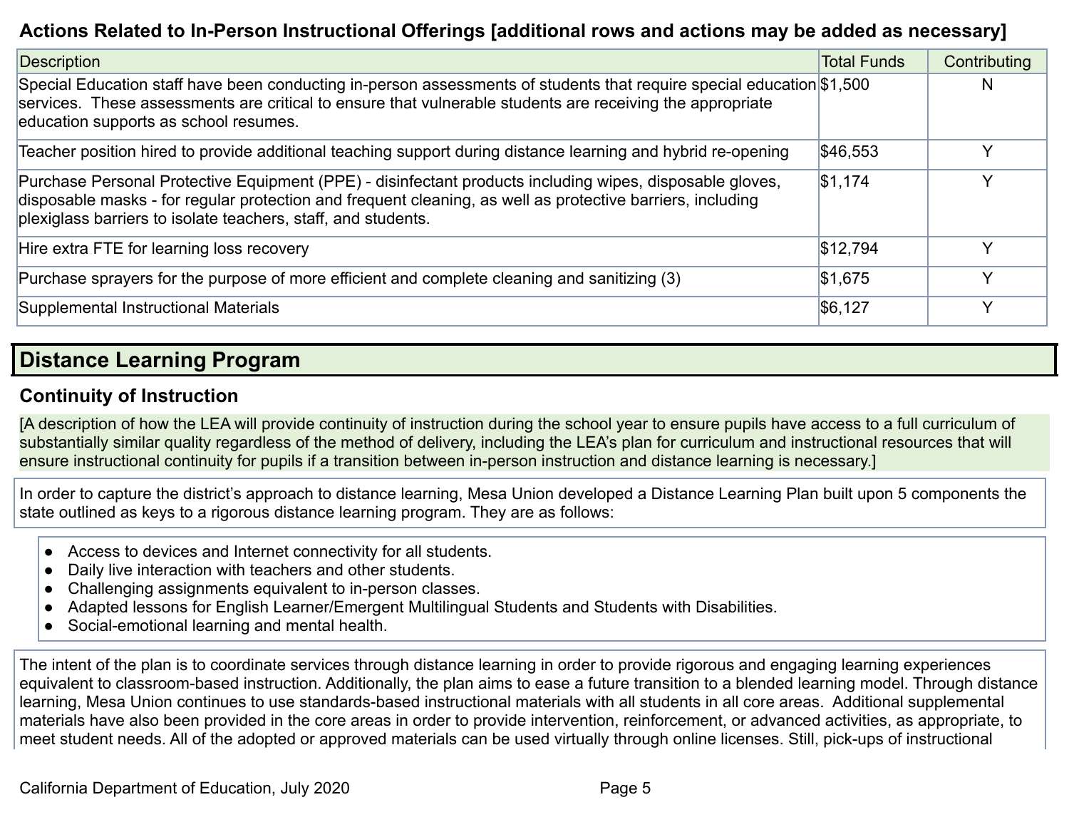### Actions Related to In-Person Instructional Offerings [additional rows and actions may be added as necessary]

| Description | Total Funds | Contributing |
|---|---|---|
| Special Education staff have been conducting in-person assessments of students that require special education services. These assessments are critical to ensure that vulnerable students are receiving the appropriate education supports as school resumes. | $1,500 | N |
| Teacher position hired to provide additional teaching support during distance learning and hybrid re-opening | $46,553 | Y |
| Purchase Personal Protective Equipment (PPE) - disinfectant products including wipes, disposable gloves, disposable masks - for regular protection and frequent cleaning, as well as protective barriers, including plexiglass barriers to isolate teachers, staff, and students. | $1,174 | Y |
| Hire extra FTE for learning loss recovery | $12,794 | Y |
| Purchase sprayers for the purpose of more efficient and complete cleaning and sanitizing (3) | $1,675 | Y |
| Supplemental Instructional Materials | $6,127 | Y |

## Distance Learning Program

### Continuity of Instruction

[A description of how the LEA will provide continuity of instruction during the school year to ensure pupils have access to a full curriculum of substantially similar quality regardless of the method of delivery, including the LEA's plan for curriculum and instructional resources that will ensure instructional continuity for pupils if a transition between in-person instruction and distance learning is necessary.]

In order to capture the district's approach to distance learning, Mesa Union developed a Distance Learning Plan built upon 5 components the state outlined as keys to a rigorous distance learning program. They are as follows:

- Access to devices and Internet connectivity for all students.
- Daily live interaction with teachers and other students.
- Challenging assignments equivalent to in-person classes.
- Adapted lessons for English Learner/Emergent Multilingual Students and Students with Disabilities.
- Social-emotional learning and mental health.

The intent of the plan is to coordinate services through distance learning in order to provide rigorous and engaging learning experiences equivalent to classroom-based instruction. Additionally, the plan aims to ease a future transition to a blended learning model. Through distance learning, Mesa Union continues to use standards-based instructional materials with all students in all core areas. Additional supplemental materials have also been provided in the core areas in order to provide intervention, reinforcement, or advanced activities, as appropriate, to meet student needs. All of the adopted or approved materials can be used virtually through online licenses. Still, pick-ups of instructional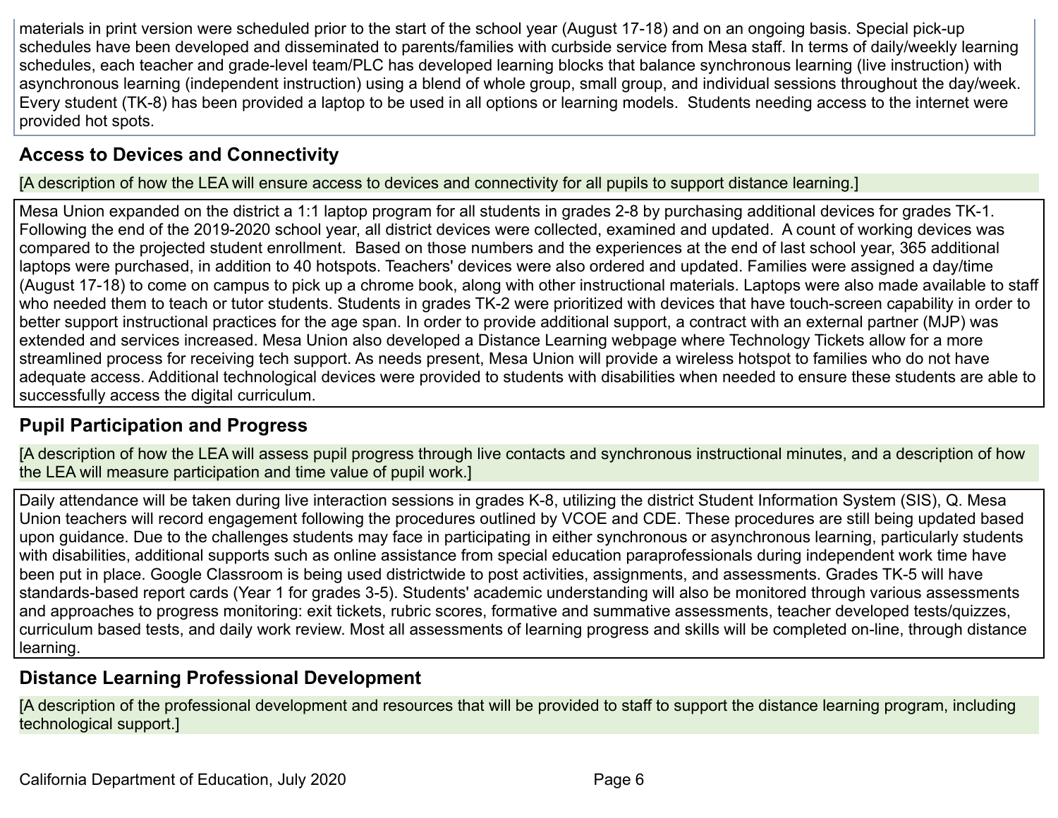materials in print version were scheduled prior to the start of the school year (August 17-18) and on an ongoing basis. Special pick-up schedules have been developed and disseminated to parents/families with curbside service from Mesa staff. In terms of daily/weekly learning schedules, each teacher and grade-level team/PLC has developed learning blocks that balance synchronous learning (live instruction) with asynchronous learning (independent instruction) using a blend of whole group, small group, and individual sessions throughout the day/week. Every student (TK-8) has been provided a laptop to be used in all options or learning models. Students needing access to the internet were provided hot spots.

### Access to Devices and Connectivity

[A description of how the LEA will ensure access to devices and connectivity for all pupils to support distance learning.]

Mesa Union expanded on the district a 1:1 laptop program for all students in grades 2-8 by purchasing additional devices for grades TK-1. Following the end of the 2019-2020 school year, all district devices were collected, examined and updated. A count of working devices was compared to the projected student enrollment. Based on those numbers and the experiences at the end of last school year, 365 additional laptops were purchased, in addition to 40 hotspots. Teachers' devices were also ordered and updated. Families were assigned a day/time (August 17-18) to come on campus to pick up a chrome book, along with other instructional materials. Laptops were also made available to staff who needed them to teach or tutor students. Students in grades TK-2 were prioritized with devices that have touch-screen capability in order to better support instructional practices for the age span. In order to provide additional support, a contract with an external partner (MJP) was extended and services increased. Mesa Union also developed a Distance Learning webpage where Technology Tickets allow for a more streamlined process for receiving tech support. As needs present, Mesa Union will provide a wireless hotspot to families who do not have adequate access. Additional technological devices were provided to students with disabilities when needed to ensure these students are able to successfully access the digital curriculum.

### Pupil Participation and Progress

[A description of how the LEA will assess pupil progress through live contacts and synchronous instructional minutes, and a description of how the LEA will measure participation and time value of pupil work.]

Daily attendance will be taken during live interaction sessions in grades K-8, utilizing the district Student Information System (SIS), Q. Mesa Union teachers will record engagement following the procedures outlined by VCOE and CDE. These procedures are still being updated based upon guidance. Due to the challenges students may face in participating in either synchronous or asynchronous learning, particularly students with disabilities, additional supports such as online assistance from special education paraprofessionals during independent work time have been put in place. Google Classroom is being used districtwide to post activities, assignments, and assessments. Grades TK-5 will have standards-based report cards (Year 1 for grades 3-5). Students' academic understanding will also be monitored through various assessments and approaches to progress monitoring: exit tickets, rubric scores, formative and summative assessments, teacher developed tests/quizzes, curriculum based tests, and daily work review. Most all assessments of learning progress and skills will be completed on-line, through distance learning.

### Distance Learning Professional Development

[A description of the professional development and resources that will be provided to staff to support the distance learning program, including technological support.]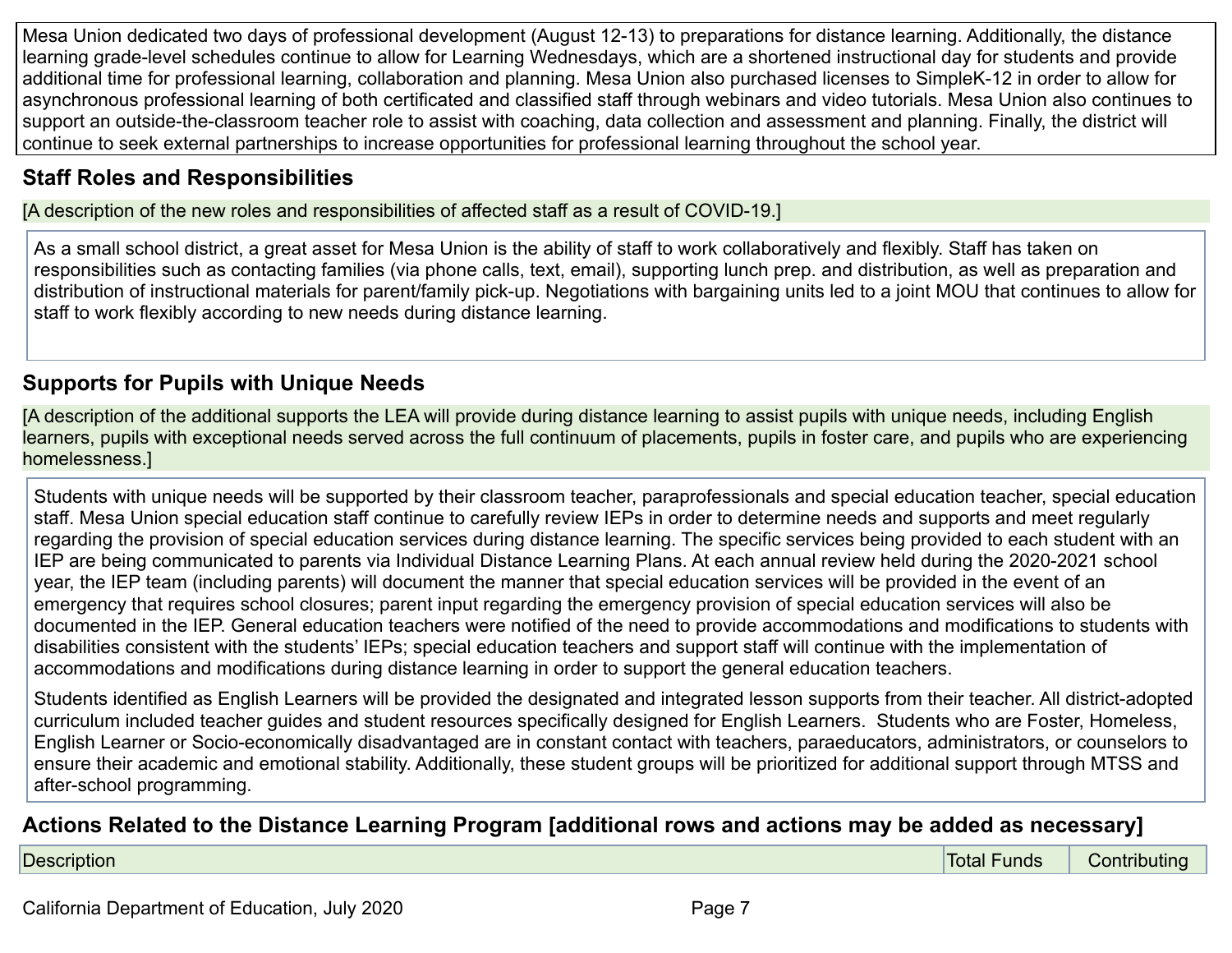Mesa Union dedicated two days of professional development (August 12-13) to preparations for distance learning. Additionally, the distance learning grade-level schedules continue to allow for Learning Wednesdays, which are a shortened instructional day for students and provide additional time for professional learning, collaboration and planning. Mesa Union also purchased licenses to SimpleK-12 in order to allow for asynchronous professional learning of both certificated and classified staff through webinars and video tutorials. Mesa Union also continues to support an outside-the-classroom teacher role to assist with coaching, data collection and assessment and planning. Finally, the district will continue to seek external partnerships to increase opportunities for professional learning throughout the school year.

## Staff Roles and Responsibilities

[A description of the new roles and responsibilities of affected staff as a result of COVID-19.]

As a small school district, a great asset for Mesa Union is the ability of staff to work collaboratively and flexibly. Staff has taken on responsibilities such as contacting families (via phone calls, text, email), supporting lunch prep. and distribution, as well as preparation and distribution of instructional materials for parent/family pick-up. Negotiations with bargaining units led to a joint MOU that continues to allow for staff to work flexibly according to new needs during distance learning.

## Supports for Pupils with Unique Needs

[A description of the additional supports the LEA will provide during distance learning to assist pupils with unique needs, including English learners, pupils with exceptional needs served across the full continuum of placements, pupils in foster care, and pupils who are experiencing homelessness.]

Students with unique needs will be supported by their classroom teacher, paraprofessionals and special education teacher, special education staff. Mesa Union special education staff continue to carefully review IEPs in order to determine needs and supports and meet regularly regarding the provision of special education services during distance learning. The specific services being provided to each student with an IEP are being communicated to parents via Individual Distance Learning Plans. At each annual review held during the 2020-2021 school year, the IEP team (including parents) will document the manner that special education services will be provided in the event of an emergency that requires school closures; parent input regarding the emergency provision of special education services will also be documented in the IEP. General education teachers were notified of the need to provide accommodations and modifications to students with disabilities consistent with the students' IEPs; special education teachers and support staff will continue with the implementation of accommodations and modifications during distance learning in order to support the general education teachers.

Students identified as English Learners will be provided the designated and integrated lesson supports from their teacher. All district-adopted curriculum included teacher guides and student resources specifically designed for English Learners. Students who are Foster, Homeless, English Learner or Socio-economically disadvantaged are in constant contact with teachers, paraeducators, administrators, or counselors to ensure their academic and emotional stability. Additionally, these student groups will be prioritized for additional support through MTSS and after-school programming.

## Actions Related to the Distance Learning Program [additional rows and actions may be added as necessary]

| Description | Total Funds | Contributing |
| --- | --- | --- |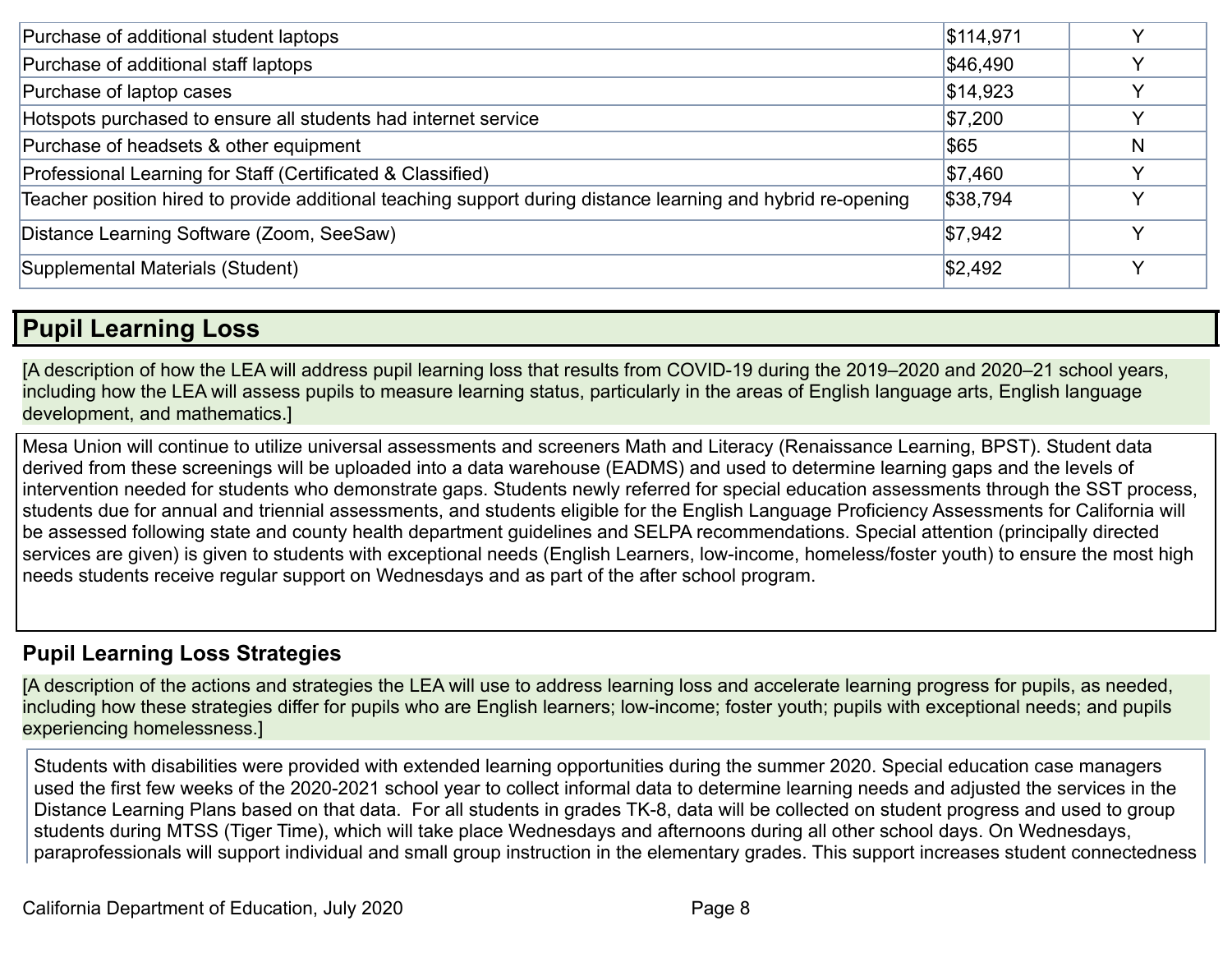| | | |
|---|---|---|
| Purchase of additional student laptops | $114,971 | Y |
| Purchase of additional staff laptops | $46,490 | Y |
| Purchase of laptop cases | $14,923 | Y |
| Hotspots purchased to ensure all students had internet service | $7,200 | Y |
| Purchase of headsets & other equipment | $65 | N |
| Professional Learning for Staff (Certificated & Classified) | $7,460 | Y |
| Teacher position hired to provide additional teaching support during distance learning and hybrid re-opening | $38,794 | Y |
| Distance Learning Software (Zoom, SeeSaw) | $7,942 | Y |
| Supplemental Materials (Student) | $2,492 | Y |

## Pupil Learning Loss

[A description of how the LEA will address pupil learning loss that results from COVID-19 during the 2019–2020 and 2020–21 school years, including how the LEA will assess pupils to measure learning status, particularly in the areas of English language arts, English language development, and mathematics.]

Mesa Union will continue to utilize universal assessments and screeners Math and Literacy (Renaissance Learning, BPST). Student data derived from these screenings will be uploaded into a data warehouse (EADMS) and used to determine learning gaps and the levels of intervention needed for students who demonstrate gaps. Students newly referred for special education assessments through the SST process, students due for annual and triennial assessments, and students eligible for the English Language Proficiency Assessments for California will be assessed following state and county health department guidelines and SELPA recommendations. Special attention (principally directed services are given) is given to students with exceptional needs (English Learners, low-income, homeless/foster youth) to ensure the most high needs students receive regular support on Wednesdays and as part of the after school program.

### Pupil Learning Loss Strategies

[A description of the actions and strategies the LEA will use to address learning loss and accelerate learning progress for pupils, as needed, including how these strategies differ for pupils who are English learners; low-income; foster youth; pupils with exceptional needs; and pupils experiencing homelessness.]

Students with disabilities were provided with extended learning opportunities during the summer 2020. Special education case managers used the first few weeks of the 2020-2021 school year to collect informal data to determine learning needs and adjusted the services in the Distance Learning Plans based on that data. For all students in grades TK-8, data will be collected on student progress and used to group students during MTSS (Tiger Time), which will take place Wednesdays and afternoons during all other school days. On Wednesdays, paraprofessionals will support individual and small group instruction in the elementary grades. This support increases student connectedness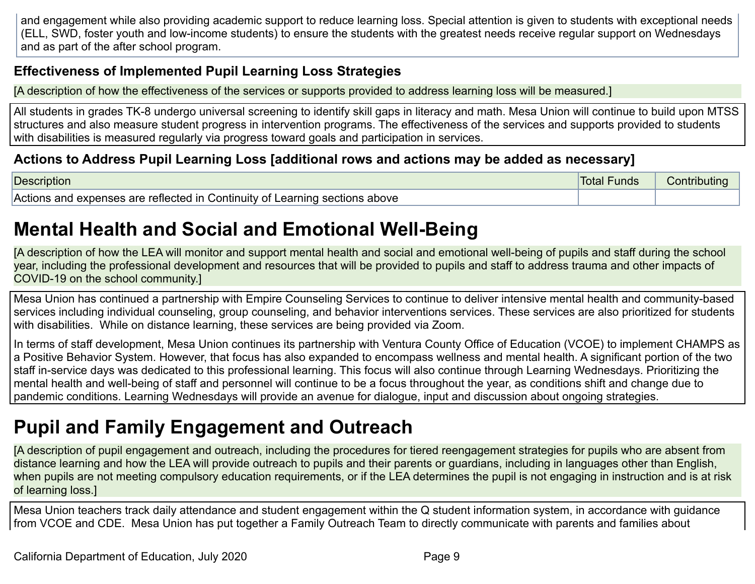and engagement while also providing academic support to reduce learning loss. Special attention is given to students with exceptional needs (ELL, SWD, foster youth and low-income students) to ensure the students with the greatest needs receive regular support on Wednesdays and as part of the after school program.

### Effectiveness of Implemented Pupil Learning Loss Strategies

[A description of how the effectiveness of the services or supports provided to address learning loss will be measured.]

All students in grades TK-8 undergo universal screening to identify skill gaps in literacy and math. Mesa Union will continue to build upon MTSS structures and also measure student progress in intervention programs. The effectiveness of the services and supports provided to students with disabilities is measured regularly via progress toward goals and participation in services.

### Actions to Address Pupil Learning Loss [additional rows and actions may be added as necessary]

| Description | Total Funds | Contributing |
|---|---|---|
| Actions and expenses are reflected in Continuity of Learning sections above | | |

# Mental Health and Social and Emotional Well-Being

[A description of how the LEA will monitor and support mental health and social and emotional well-being of pupils and staff during the school year, including the professional development and resources that will be provided to pupils and staff to address trauma and other impacts of COVID-19 on the school community.]

Mesa Union has continued a partnership with Empire Counseling Services to continue to deliver intensive mental health and community-based services including individual counseling, group counseling, and behavior interventions services. These services are also prioritized for students with disabilities. While on distance learning, these services are being provided via Zoom.

In terms of staff development, Mesa Union continues its partnership with Ventura County Office of Education (VCOE) to implement CHAMPS as a Positive Behavior System. However, that focus has also expanded to encompass wellness and mental health. A significant portion of the two staff in-service days was dedicated to this professional learning. This focus will also continue through Learning Wednesdays. Prioritizing the mental health and well-being of staff and personnel will continue to be a focus throughout the year, as conditions shift and change due to pandemic conditions. Learning Wednesdays will provide an avenue for dialogue, input and discussion about ongoing strategies.

# Pupil and Family Engagement and Outreach

[A description of pupil engagement and outreach, including the procedures for tiered reengagement strategies for pupils who are absent from distance learning and how the LEA will provide outreach to pupils and their parents or guardians, including in languages other than English, when pupils are not meeting compulsory education requirements, or if the LEA determines the pupil is not engaging in instruction and is at risk of learning loss.]

Mesa Union teachers track daily attendance and student engagement within the Q student information system, in accordance with guidance from VCOE and CDE. Mesa Union has put together a Family Outreach Team to directly communicate with parents and families about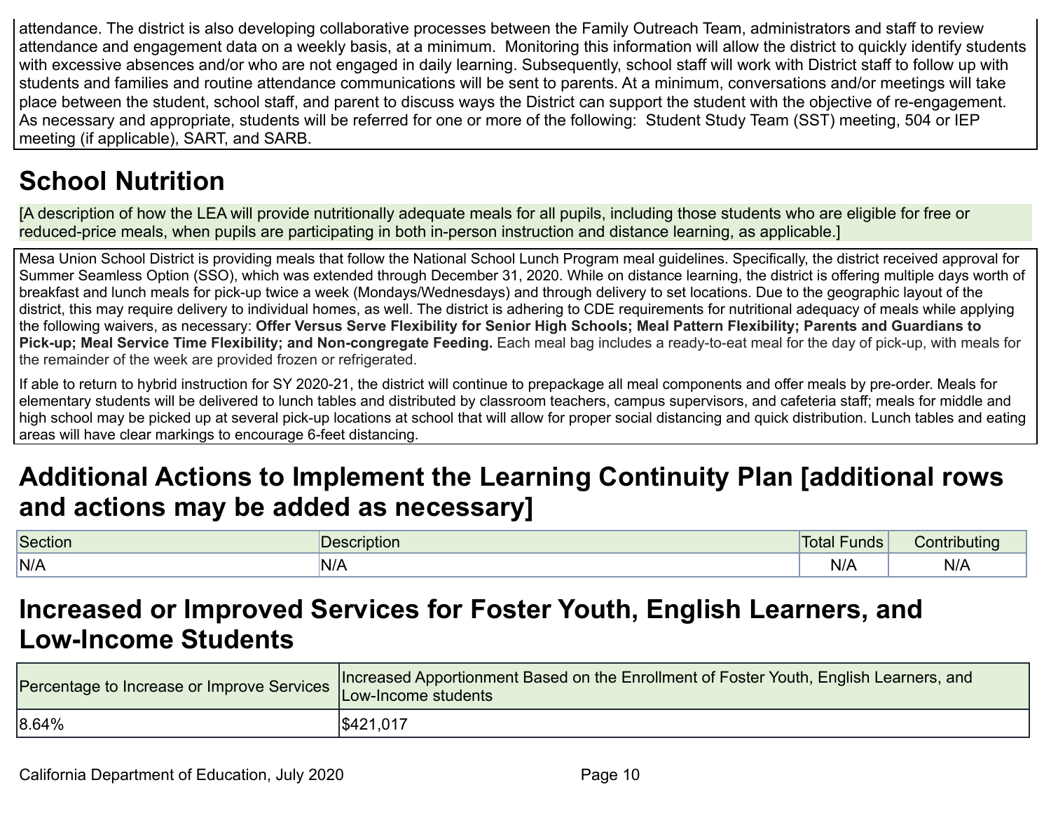attendance. The district is also developing collaborative processes between the Family Outreach Team, administrators and staff to review attendance and engagement data on a weekly basis, at a minimum. Monitoring this information will allow the district to quickly identify students with excessive absences and/or who are not engaged in daily learning. Subsequently, school staff will work with District staff to follow up with students and families and routine attendance communications will be sent to parents. At a minimum, conversations and/or meetings will take place between the student, school staff, and parent to discuss ways the District can support the student with the objective of re-engagement. As necessary and appropriate, students will be referred for one or more of the following: Student Study Team (SST) meeting, 504 or IEP meeting (if applicable), SART, and SARB.

## School Nutrition

[A description of how the LEA will provide nutritionally adequate meals for all pupils, including those students who are eligible for free or reduced-price meals, when pupils are participating in both in-person instruction and distance learning, as applicable.]

Mesa Union School District is providing meals that follow the National School Lunch Program meal guidelines. Specifically, the district received approval for Summer Seamless Option (SSO), which was extended through December 31, 2020. While on distance learning, the district is offering multiple days worth of breakfast and lunch meals for pick-up twice a week (Mondays/Wednesdays) and through delivery to set locations. Due to the geographic layout of the district, this may require delivery to individual homes, as well. The district is adhering to CDE requirements for nutritional adequacy of meals while applying the following waivers, as necessary: **Offer Versus Serve Flexibility for Senior High Schools; Meal Pattern Flexibility; Parents and Guardians to Pick-up; Meal Service Time Flexibility; and Non-congregate Feeding.** Each meal bag includes a ready-to-eat meal for the day of pick-up, with meals for the remainder of the week are provided frozen or refrigerated.

If able to return to hybrid instruction for SY 2020-21, the district will continue to prepackage all meal components and offer meals by pre-order. Meals for elementary students will be delivered to lunch tables and distributed by classroom teachers, campus supervisors, and cafeteria staff; meals for middle and high school may be picked up at several pick-up locations at school that will allow for proper social distancing and quick distribution. Lunch tables and eating areas will have clear markings to encourage 6-feet distancing.

## Additional Actions to Implement the Learning Continuity Plan [additional rows and actions may be added as necessary]

| Section | Description | Total Funds | Contributing |
|---|---|---|---|
| N/A | N/A | N/A | N/A |

## Increased or Improved Services for Foster Youth, English Learners, and Low-Income Students

| Percentage to Increase or Improve Services | Increased Apportionment Based on the Enrollment of Foster Youth, English Learners, and Low-Income students |
|---|---|
| 8.64% | $421,017 |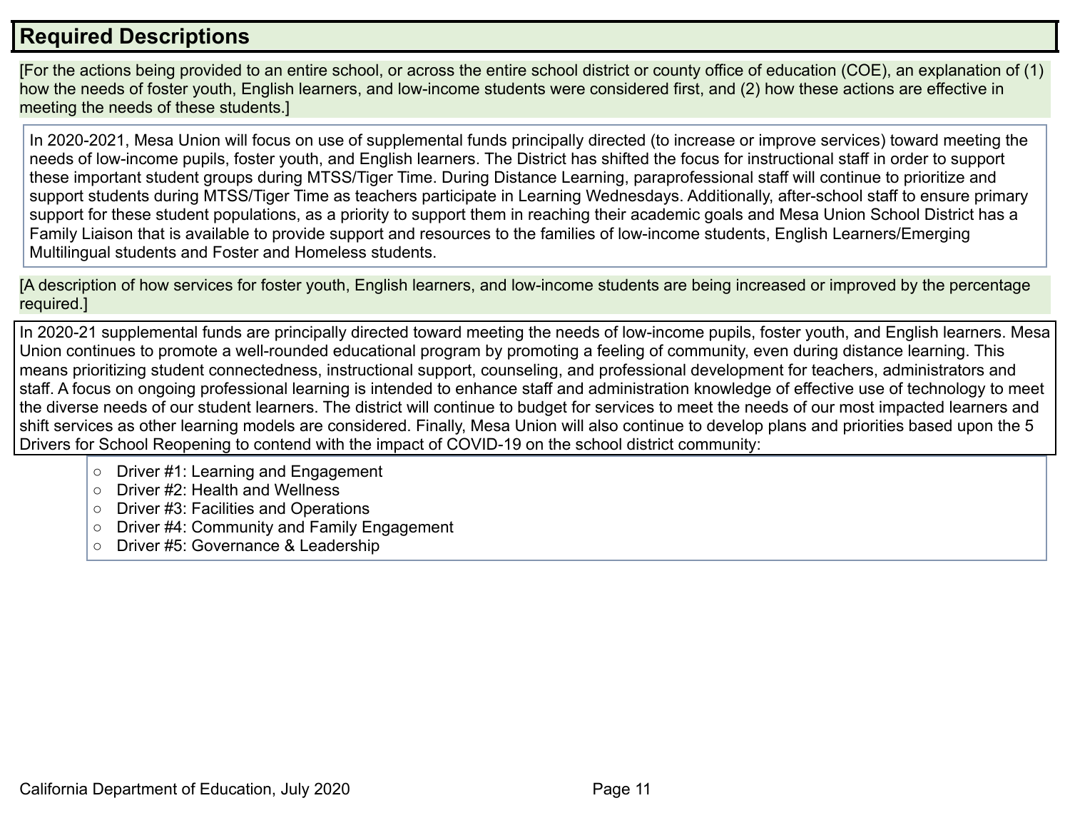## Required Descriptions

[For the actions being provided to an entire school, or across the entire school district or county office of education (COE), an explanation of (1) how the needs of foster youth, English learners, and low-income students were considered first, and (2) how these actions are effective in meeting the needs of these students.]

In 2020-2021, Mesa Union will focus on use of supplemental funds principally directed (to increase or improve services) toward meeting the needs of low-income pupils, foster youth, and English learners. The District has shifted the focus for instructional staff in order to support these important student groups during MTSS/Tiger Time. During Distance Learning, paraprofessional staff will continue to prioritize and support students during MTSS/Tiger Time as teachers participate in Learning Wednesdays. Additionally, after-school staff to ensure primary support for these student populations, as a priority to support them in reaching their academic goals and Mesa Union School District has a Family Liaison that is available to provide support and resources to the families of low-income students, English Learners/Emerging Multilingual students and Foster and Homeless students.

[A description of how services for foster youth, English learners, and low-income students are being increased or improved by the percentage required.]

In 2020-21 supplemental funds are principally directed toward meeting the needs of low-income pupils, foster youth, and English learners. Mesa Union continues to promote a well-rounded educational program by promoting a feeling of community, even during distance learning. This means prioritizing student connectedness, instructional support, counseling, and professional development for teachers, administrators and staff. A focus on ongoing professional learning is intended to enhance staff and administration knowledge of effective use of technology to meet the diverse needs of our student learners. The district will continue to budget for services to meet the needs of our most impacted learners and shift services as other learning models are considered. Finally, Mesa Union will also continue to develop plans and priorities based upon the 5 Drivers for School Reopening to contend with the impact of COVID-19 on the school district community:

- Driver #1: Learning and Engagement
- Driver #2: Health and Wellness
- Driver #3: Facilities and Operations
- Driver #4: Community and Family Engagement
- Driver #5: Governance & Leadership